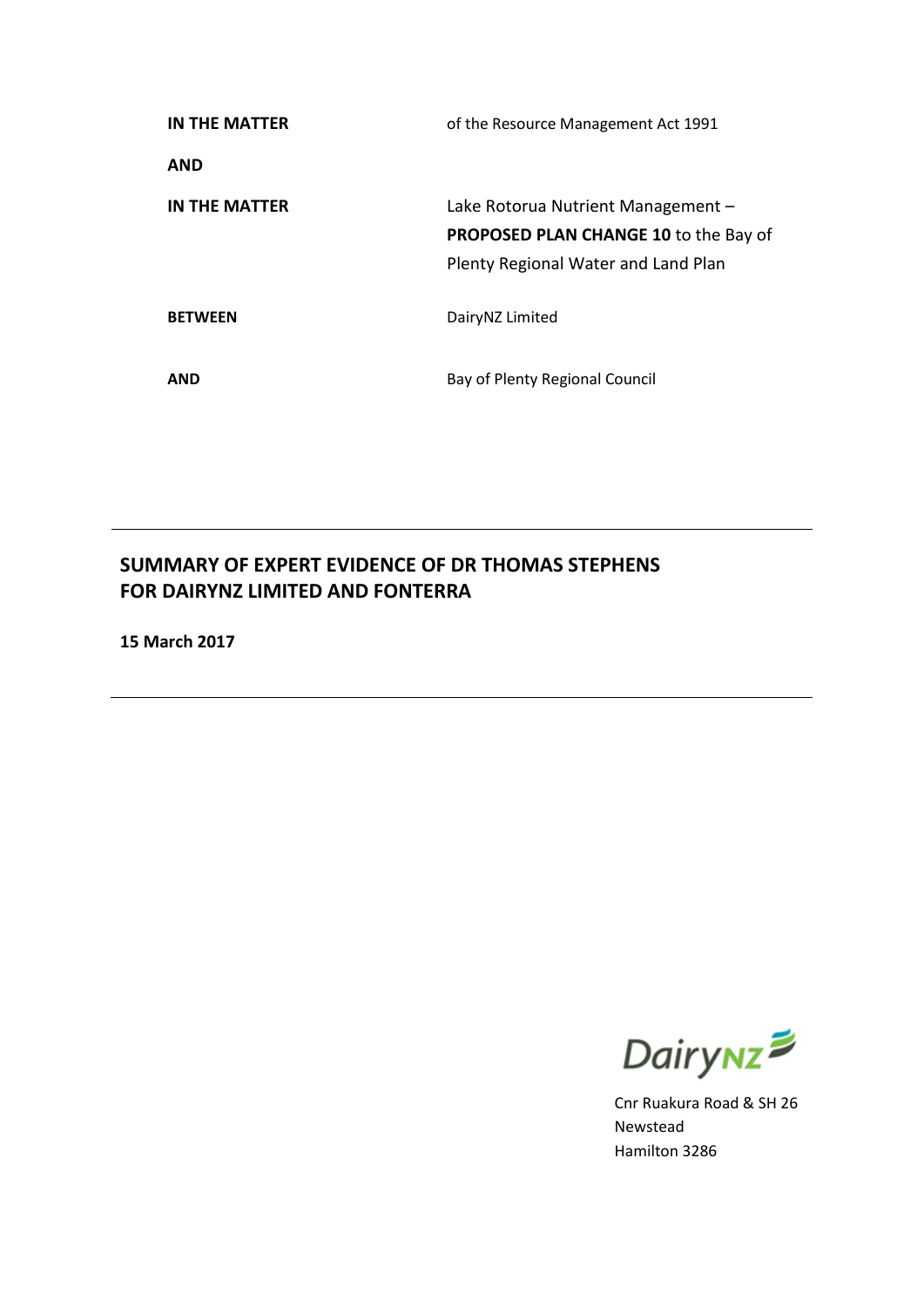| | |
|---|---|
| **IN THE MATTER** | of the Resource Management Act 1991 |
| **AND** | |
| **IN THE MATTER** | Lake Rotorua Nutrient Management – **PROPOSED PLAN CHANGE 10** to the Bay of Plenty Regional Water and Land Plan |
| **BETWEEN** | DairyNZ Limited |
| **AND** | Bay of Plenty Regional Council |

---

# SUMMARY OF EXPERT EVIDENCE OF DR THOMAS STEPHENS FOR DAIRYNZ LIMITED AND FONTERRA

**15 March 2017**

---

DairyNZ

Cnr Ruakura Road & SH 26
Newstead
Hamilton 3286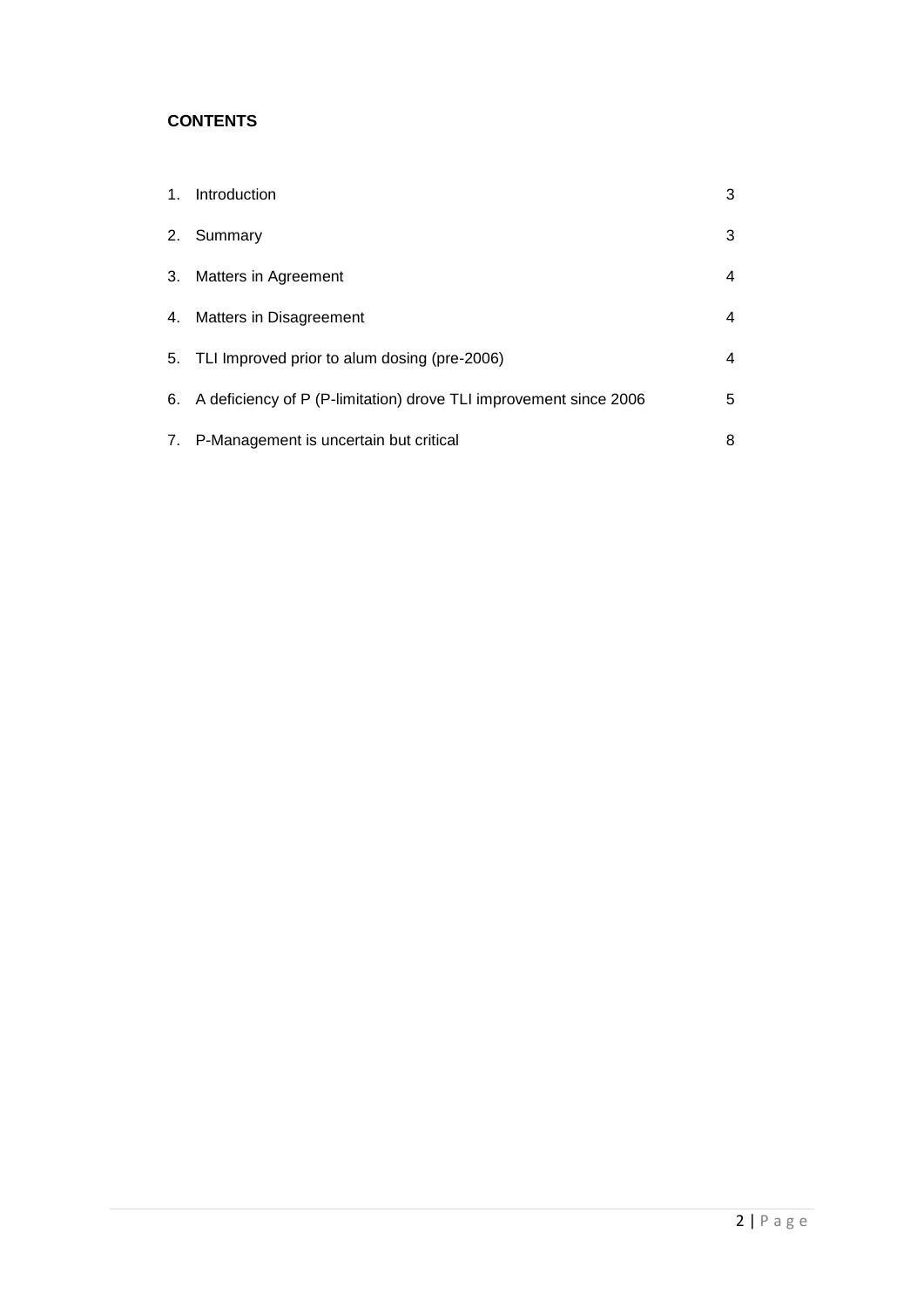**CONTENTS**

| | | |
|---|---|---|
| 1. | Introduction | 3 |
| 2. | Summary | 3 |
| 3. | Matters in Agreement | 4 |
| 4. | Matters in Disagreement | 4 |
| 5. | TLI Improved prior to alum dosing (pre-2006) | 4 |
| 6. | A deficiency of P (P-limitation) drove TLI improvement since 2006 | 5 |
| 7. | P-Management is uncertain but critical | 8 |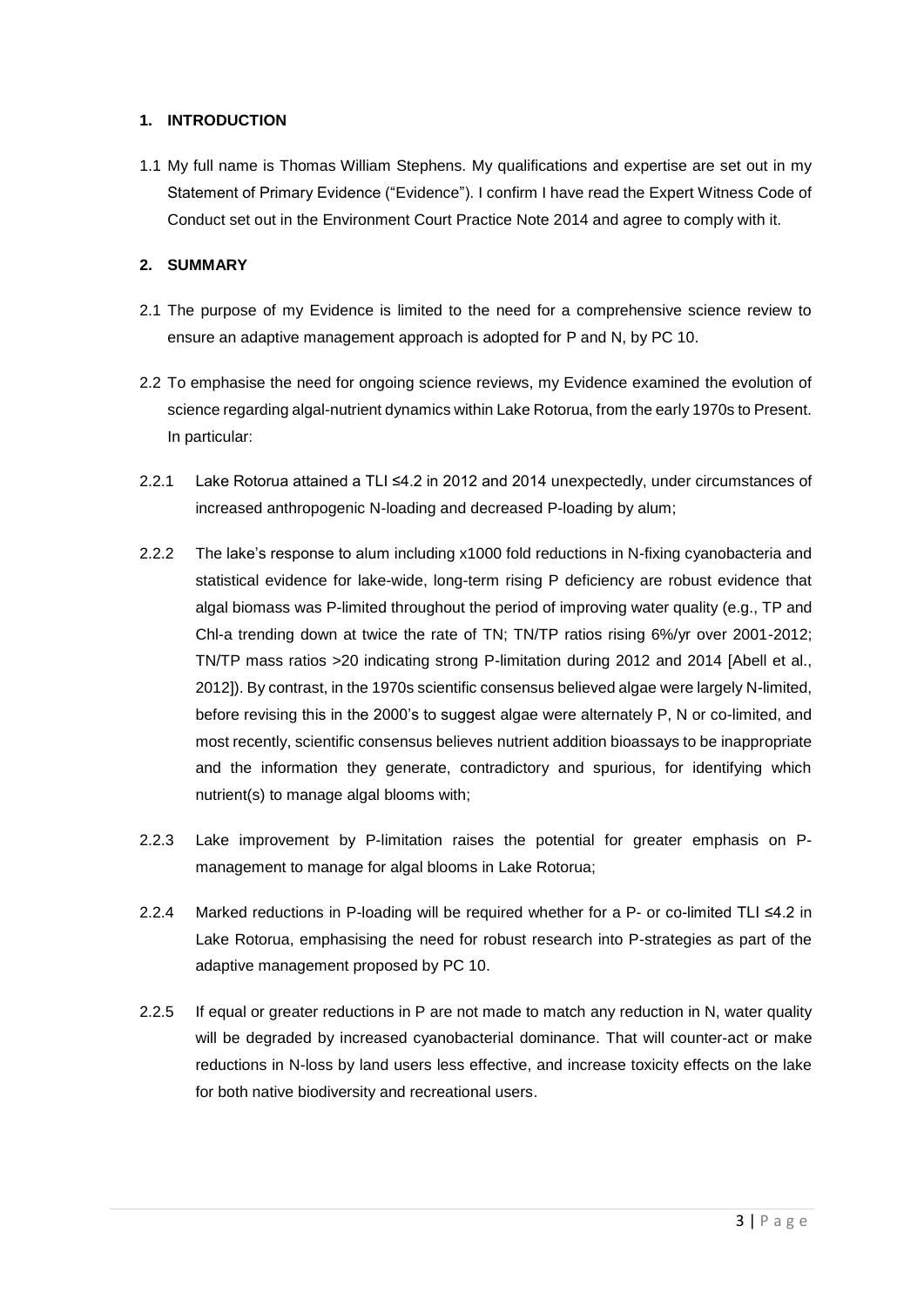## 1. INTRODUCTION

1.1 My full name is Thomas William Stephens. My qualifications and expertise are set out in my Statement of Primary Evidence ("Evidence"). I confirm I have read the Expert Witness Code of Conduct set out in the Environment Court Practice Note 2014 and agree to comply with it.

## 2. SUMMARY

2.1 The purpose of my Evidence is limited to the need for a comprehensive science review to ensure an adaptive management approach is adopted for P and N, by PC 10.

2.2 To emphasise the need for ongoing science reviews, my Evidence examined the evolution of science regarding algal-nutrient dynamics within Lake Rotorua, from the early 1970s to Present. In particular:

2.2.1 Lake Rotorua attained a TLI ≤4.2 in 2012 and 2014 unexpectedly, under circumstances of increased anthropogenic N-loading and decreased P-loading by alum;

2.2.2 The lake's response to alum including x1000 fold reductions in N-fixing cyanobacteria and statistical evidence for lake-wide, long-term rising P deficiency are robust evidence that algal biomass was P-limited throughout the period of improving water quality (e.g., TP and Chl-a trending down at twice the rate of TN; TN/TP ratios rising 6%/yr over 2001-2012; TN/TP mass ratios >20 indicating strong P-limitation during 2012 and 2014 [Abell et al., 2012]). By contrast, in the 1970s scientific consensus believed algae were largely N-limited, before revising this in the 2000's to suggest algae were alternately P, N or co-limited, and most recently, scientific consensus believes nutrient addition bioassays to be inappropriate and the information they generate, contradictory and spurious, for identifying which nutrient(s) to manage algal blooms with;

2.2.3 Lake improvement by P-limitation raises the potential for greater emphasis on P-management to manage for algal blooms in Lake Rotorua;

2.2.4 Marked reductions in P-loading will be required whether for a P- or co-limited TLI ≤4.2 in Lake Rotorua, emphasising the need for robust research into P-strategies as part of the adaptive management proposed by PC 10.

2.2.5 If equal or greater reductions in P are not made to match any reduction in N, water quality will be degraded by increased cyanobacterial dominance. That will counter-act or make reductions in N-loss by land users less effective, and increase toxicity effects on the lake for both native biodiversity and recreational users.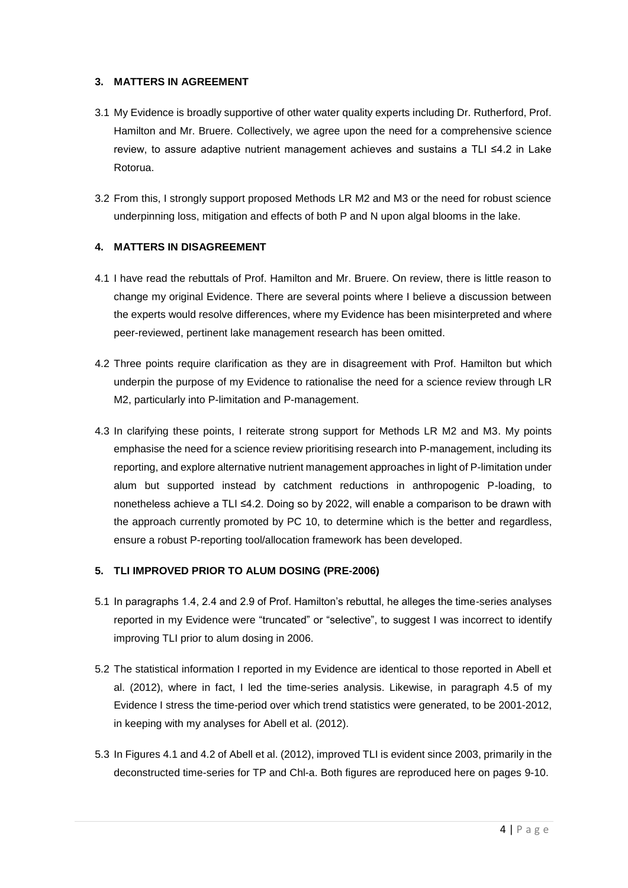## 3. MATTERS IN AGREEMENT

3.1 My Evidence is broadly supportive of other water quality experts including Dr. Rutherford, Prof. Hamilton and Mr. Bruere. Collectively, we agree upon the need for a comprehensive science review, to assure adaptive nutrient management achieves and sustains a TLI ≤4.2 in Lake Rotorua.

3.2 From this, I strongly support proposed Methods LR M2 and M3 or the need for robust science underpinning loss, mitigation and effects of both P and N upon algal blooms in the lake.

## 4. MATTERS IN DISAGREEMENT

4.1 I have read the rebuttals of Prof. Hamilton and Mr. Bruere. On review, there is little reason to change my original Evidence. There are several points where I believe a discussion between the experts would resolve differences, where my Evidence has been misinterpreted and where peer-reviewed, pertinent lake management research has been omitted.

4.2 Three points require clarification as they are in disagreement with Prof. Hamilton but which underpin the purpose of my Evidence to rationalise the need for a science review through LR M2, particularly into P-limitation and P-management.

4.3 In clarifying these points, I reiterate strong support for Methods LR M2 and M3. My points emphasise the need for a science review prioritising research into P-management, including its reporting, and explore alternative nutrient management approaches in light of P-limitation under alum but supported instead by catchment reductions in anthropogenic P-loading, to nonetheless achieve a TLI ≤4.2. Doing so by 2022, will enable a comparison to be drawn with the approach currently promoted by PC 10, to determine which is the better and regardless, ensure a robust P-reporting tool/allocation framework has been developed.

## 5. TLI IMPROVED PRIOR TO ALUM DOSING (PRE-2006)

5.1 In paragraphs 1.4, 2.4 and 2.9 of Prof. Hamilton's rebuttal, he alleges the time-series analyses reported in my Evidence were "truncated" or "selective", to suggest I was incorrect to identify improving TLI prior to alum dosing in 2006.

5.2 The statistical information I reported in my Evidence are identical to those reported in Abell et al. (2012), where in fact, I led the time-series analysis. Likewise, in paragraph 4.5 of my Evidence I stress the time-period over which trend statistics were generated, to be 2001-2012, in keeping with my analyses for Abell et al. (2012).

5.3 In Figures 4.1 and 4.2 of Abell et al. (2012), improved TLI is evident since 2003, primarily in the deconstructed time-series for TP and Chl-a. Both figures are reproduced here on pages 9-10.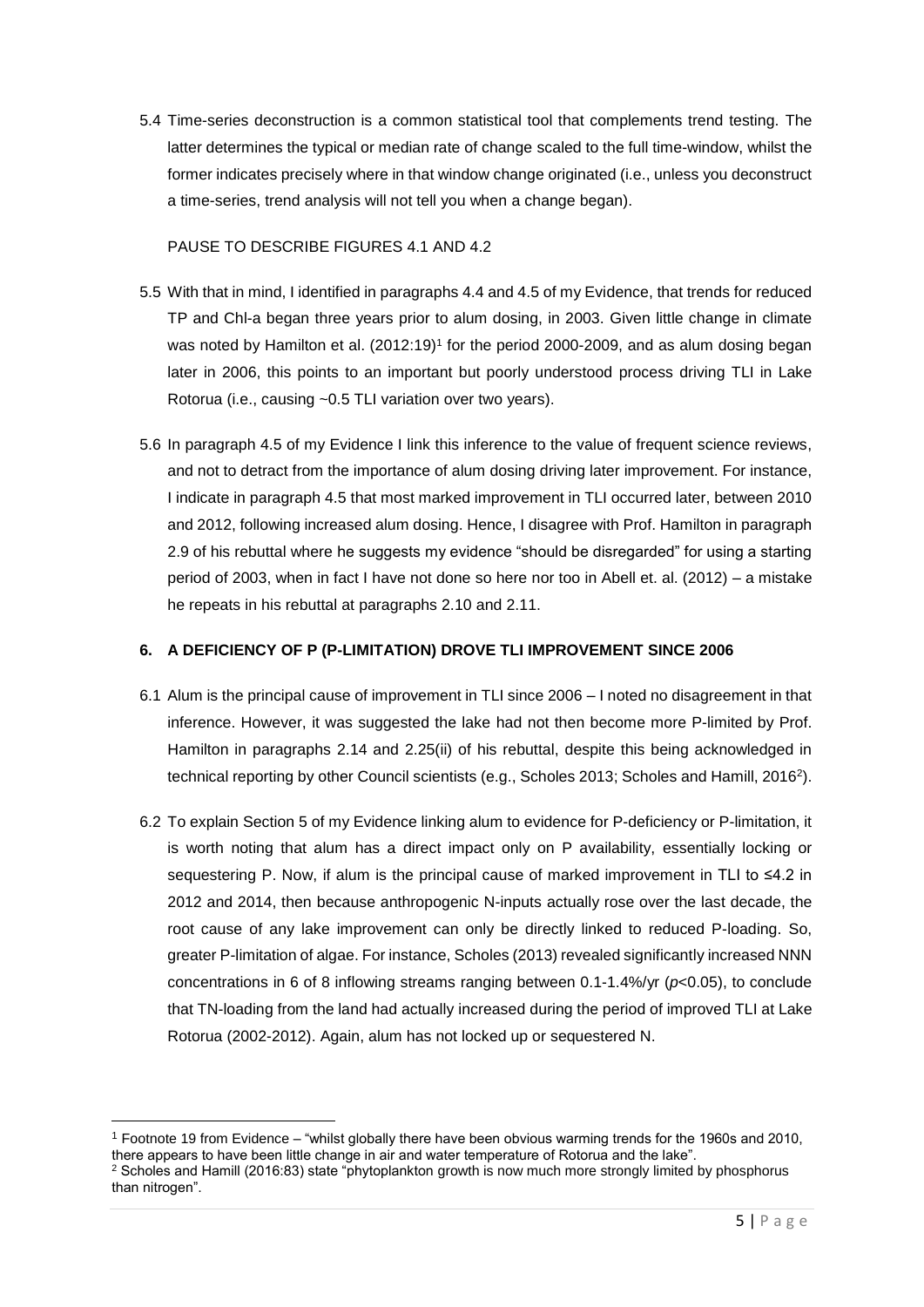5.4 Time-series deconstruction is a common statistical tool that complements trend testing. The latter determines the typical or median rate of change scaled to the full time-window, whilst the former indicates precisely where in that window change originated (i.e., unless you deconstruct a time-series, trend analysis will not tell you when a change began).

PAUSE TO DESCRIBE FIGURES 4.1 AND 4.2

5.5 With that in mind, I identified in paragraphs 4.4 and 4.5 of my Evidence, that trends for reduced TP and Chl-a began three years prior to alum dosing, in 2003. Given little change in climate was noted by Hamilton et al. (2012:19)[1] for the period 2000-2009, and as alum dosing began later in 2006, this points to an important but poorly understood process driving TLI in Lake Rotorua (i.e., causing ~0.5 TLI variation over two years).

5.6 In paragraph 4.5 of my Evidence I link this inference to the value of frequent science reviews, and not to detract from the importance of alum dosing driving later improvement. For instance, I indicate in paragraph 4.5 that most marked improvement in TLI occurred later, between 2010 and 2012, following increased alum dosing. Hence, I disagree with Prof. Hamilton in paragraph 2.9 of his rebuttal where he suggests my evidence "should be disregarded" for using a starting period of 2003, when in fact I have not done so here nor too in Abell et. al. (2012) – a mistake he repeats in his rebuttal at paragraphs 2.10 and 2.11.

## 6. A DEFICIENCY OF P (P-LIMITATION) DROVE TLI IMPROVEMENT SINCE 2006

6.1 Alum is the principal cause of improvement in TLI since 2006 – I noted no disagreement in that inference. However, it was suggested the lake had not then become more P-limited by Prof. Hamilton in paragraphs 2.14 and 2.25(ii) of his rebuttal, despite this being acknowledged in technical reporting by other Council scientists (e.g., Scholes 2013; Scholes and Hamill, 2016[2]).

6.2 To explain Section 5 of my Evidence linking alum to evidence for P-deficiency or P-limitation, it is worth noting that alum has a direct impact only on P availability, essentially locking or sequestering P. Now, if alum is the principal cause of marked improvement in TLI to ≤4.2 in 2012 and 2014, then because anthropogenic N-inputs actually rose over the last decade, the root cause of any lake improvement can only be directly linked to reduced P-loading. So, greater P-limitation of algae. For instance, Scholes (2013) revealed significantly increased NNN concentrations in 6 of 8 inflowing streams ranging between 0.1-1.4%/yr ($p<0.05$), to conclude that TN-loading from the land had actually increased during the period of improved TLI at Lake Rotorua (2002-2012). Again, alum has not locked up or sequestered N.

---

[1] Footnote 19 from Evidence – "whilst globally there have been obvious warming trends for the 1960s and 2010, there appears to have been little change in air and water temperature of Rotorua and the lake".

[2] Scholes and Hamill (2016:83) state "phytoplankton growth is now much more strongly limited by phosphorus than nitrogen".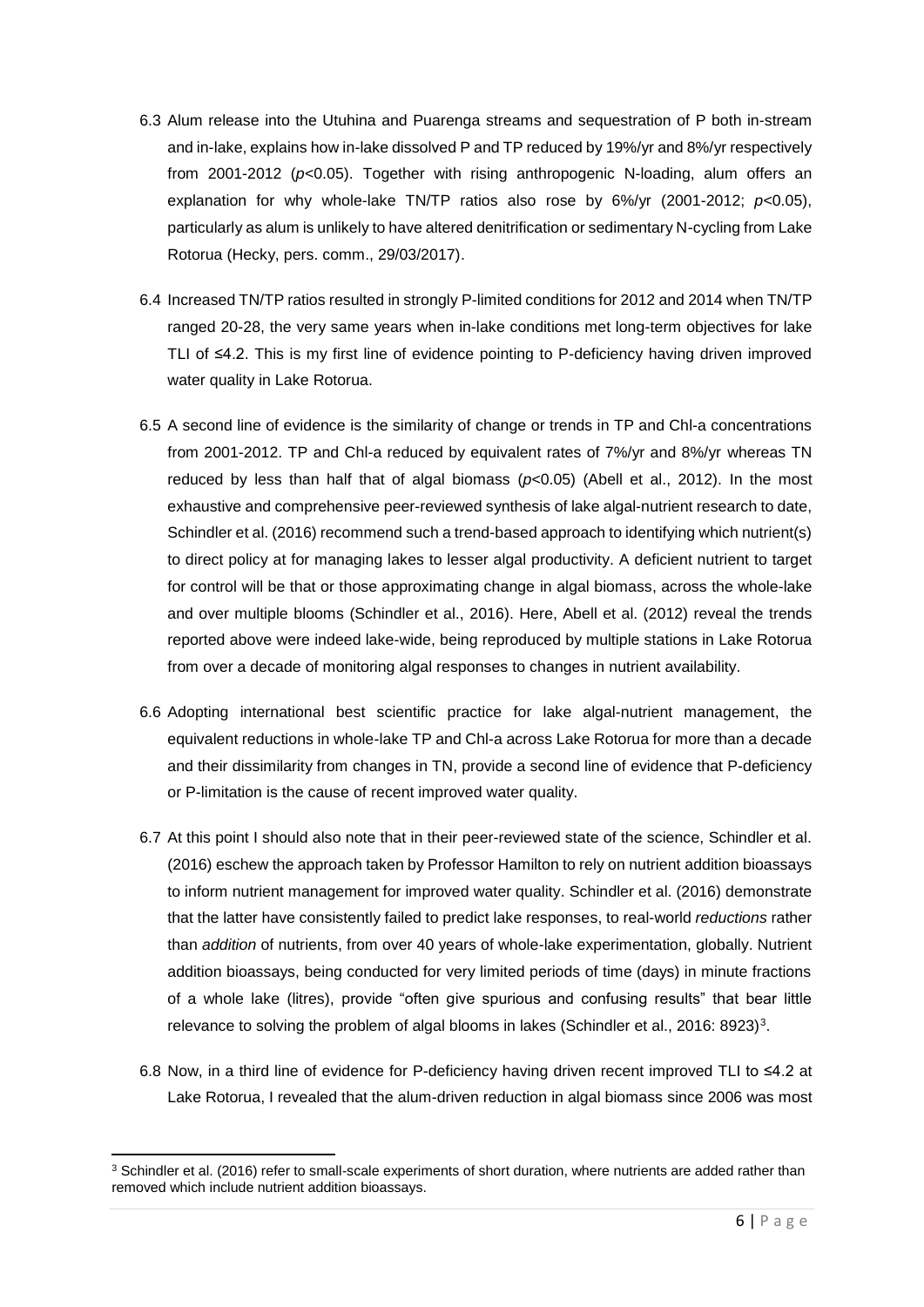6.3 Alum release into the Utuhina and Puarenga streams and sequestration of P both in-stream and in-lake, explains how in-lake dissolved P and TP reduced by 19%/yr and 8%/yr respectively from 2001-2012 ($p<0.05$). Together with rising anthropogenic N-loading, alum offers an explanation for why whole-lake TN/TP ratios also rose by 6%/yr (2001-2012; $p<0.05$), particularly as alum is unlikely to have altered denitrification or sedimentary N-cycling from Lake Rotorua (Hecky, pers. comm., 29/03/2017).

6.4 Increased TN/TP ratios resulted in strongly P-limited conditions for 2012 and 2014 when TN/TP ranged 20-28, the very same years when in-lake conditions met long-term objectives for lake TLI of ≤4.2. This is my first line of evidence pointing to P-deficiency having driven improved water quality in Lake Rotorua.

6.5 A second line of evidence is the similarity of change or trends in TP and Chl-a concentrations from 2001-2012. TP and Chl-a reduced by equivalent rates of 7%/yr and 8%/yr whereas TN reduced by less than half that of algal biomass ($p<0.05$) (Abell et al., 2012). In the most exhaustive and comprehensive peer-reviewed synthesis of lake algal-nutrient research to date, Schindler et al. (2016) recommend such a trend-based approach to identifying which nutrient(s) to direct policy at for managing lakes to lesser algal productivity. A deficient nutrient to target for control will be that or those approximating change in algal biomass, across the whole-lake and over multiple blooms (Schindler et al., 2016). Here, Abell et al. (2012) reveal the trends reported above were indeed lake-wide, being reproduced by multiple stations in Lake Rotorua from over a decade of monitoring algal responses to changes in nutrient availability.

6.6 Adopting international best scientific practice for lake algal-nutrient management, the equivalent reductions in whole-lake TP and Chl-a across Lake Rotorua for more than a decade and their dissimilarity from changes in TN, provide a second line of evidence that P-deficiency or P-limitation is the cause of recent improved water quality.

6.7 At this point I should also note that in their peer-reviewed state of the science, Schindler et al. (2016) eschew the approach taken by Professor Hamilton to rely on nutrient addition bioassays to inform nutrient management for improved water quality. Schindler et al. (2016) demonstrate that the latter have consistently failed to predict lake responses, to real-world *reductions* rather than *addition* of nutrients, from over 40 years of whole-lake experimentation, globally. Nutrient addition bioassays, being conducted for very limited periods of time (days) in minute fractions of a whole lake (litres), provide "often give spurious and confusing results" that bear little relevance to solving the problem of algal blooms in lakes (Schindler et al., 2016: 8923)[3].

6.8 Now, in a third line of evidence for P-deficiency having driven recent improved TLI to ≤4.2 at Lake Rotorua, I revealed that the alum-driven reduction in algal biomass since 2006 was most

---

[3] Schindler et al. (2016) refer to small-scale experiments of short duration, where nutrients are added rather than removed which include nutrient addition bioassays.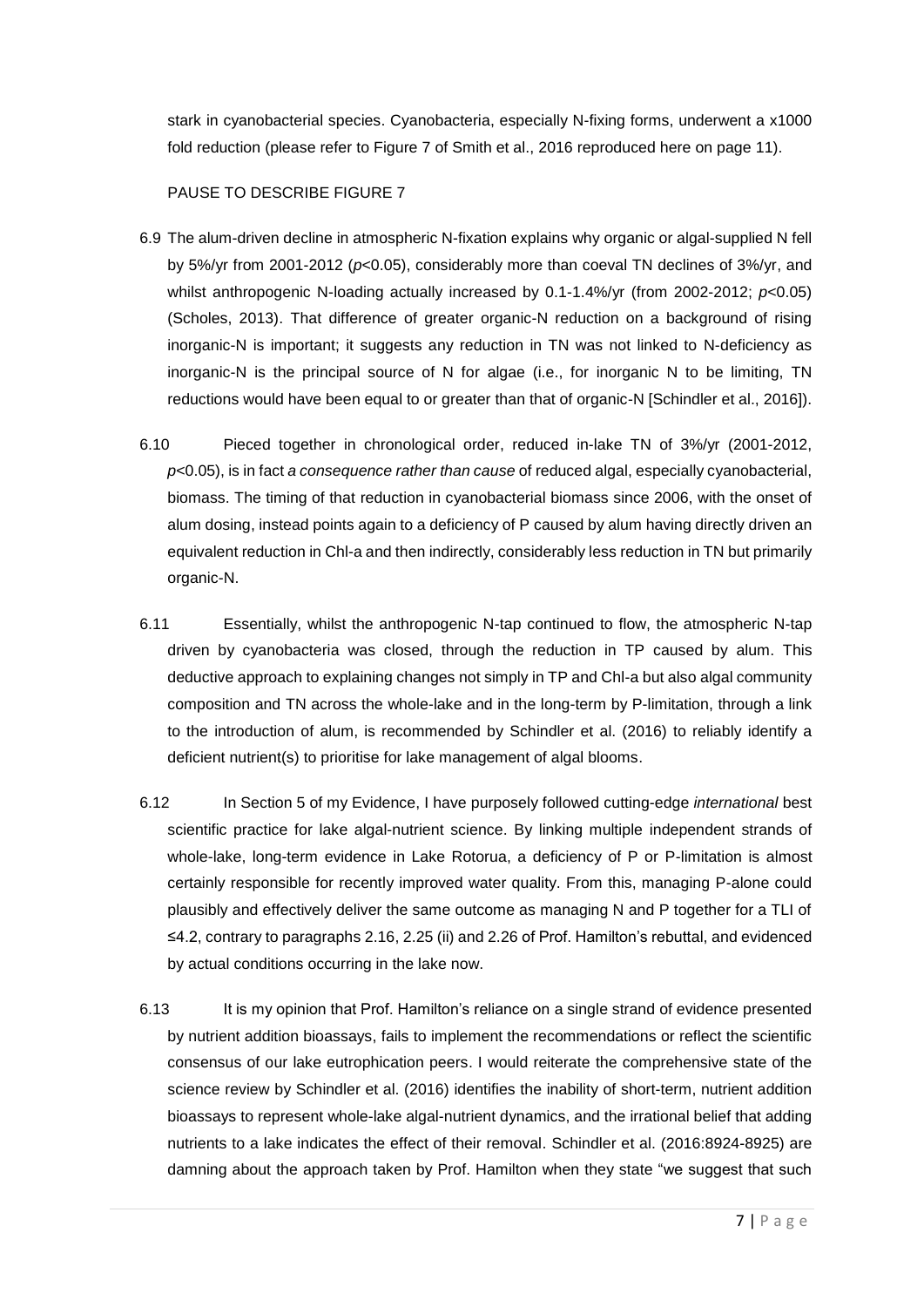stark in cyanobacterial species. Cyanobacteria, especially N-fixing forms, underwent a x1000 fold reduction (please refer to Figure 7 of Smith et al., 2016 reproduced here on page 11).

PAUSE TO DESCRIBE FIGURE 7

6.9 The alum-driven decline in atmospheric N-fixation explains why organic or algal-supplied N fell by 5%/yr from 2001-2012 ($p$<0.05), considerably more than coeval TN declines of 3%/yr, and whilst anthropogenic N-loading actually increased by 0.1-1.4%/yr (from 2002-2012; $p$<0.05) (Scholes, 2013). That difference of greater organic-N reduction on a background of rising inorganic-N is important; it suggests any reduction in TN was not linked to N-deficiency as inorganic-N is the principal source of N for algae (i.e., for inorganic N to be limiting, TN reductions would have been equal to or greater than that of organic-N [Schindler et al., 2016]).

6.10 Pieced together in chronological order, reduced in-lake TN of 3%/yr (2001-2012, $p$<0.05), is in fact *a consequence rather than cause* of reduced algal, especially cyanobacterial, biomass. The timing of that reduction in cyanobacterial biomass since 2006, with the onset of alum dosing, instead points again to a deficiency of P caused by alum having directly driven an equivalent reduction in Chl-a and then indirectly, considerably less reduction in TN but primarily organic-N.

6.11 Essentially, whilst the anthropogenic N-tap continued to flow, the atmospheric N-tap driven by cyanobacteria was closed, through the reduction in TP caused by alum. This deductive approach to explaining changes not simply in TP and Chl-a but also algal community composition and TN across the whole-lake and in the long-term by P-limitation, through a link to the introduction of alum, is recommended by Schindler et al. (2016) to reliably identify a deficient nutrient(s) to prioritise for lake management of algal blooms.

6.12 In Section 5 of my Evidence, I have purposely followed cutting-edge *international* best scientific practice for lake algal-nutrient science. By linking multiple independent strands of whole-lake, long-term evidence in Lake Rotorua, a deficiency of P or P-limitation is almost certainly responsible for recently improved water quality. From this, managing P-alone could plausibly and effectively deliver the same outcome as managing N and P together for a TLI of ≤4.2, contrary to paragraphs 2.16, 2.25 (ii) and 2.26 of Prof. Hamilton's rebuttal, and evidenced by actual conditions occurring in the lake now.

6.13 It is my opinion that Prof. Hamilton's reliance on a single strand of evidence presented by nutrient addition bioassays, fails to implement the recommendations or reflect the scientific consensus of our lake eutrophication peers. I would reiterate the comprehensive state of the science review by Schindler et al. (2016) identifies the inability of short-term, nutrient addition bioassays to represent whole-lake algal-nutrient dynamics, and the irrational belief that adding nutrients to a lake indicates the effect of their removal. Schindler et al. (2016:8924-8925) are damning about the approach taken by Prof. Hamilton when they state "we suggest that such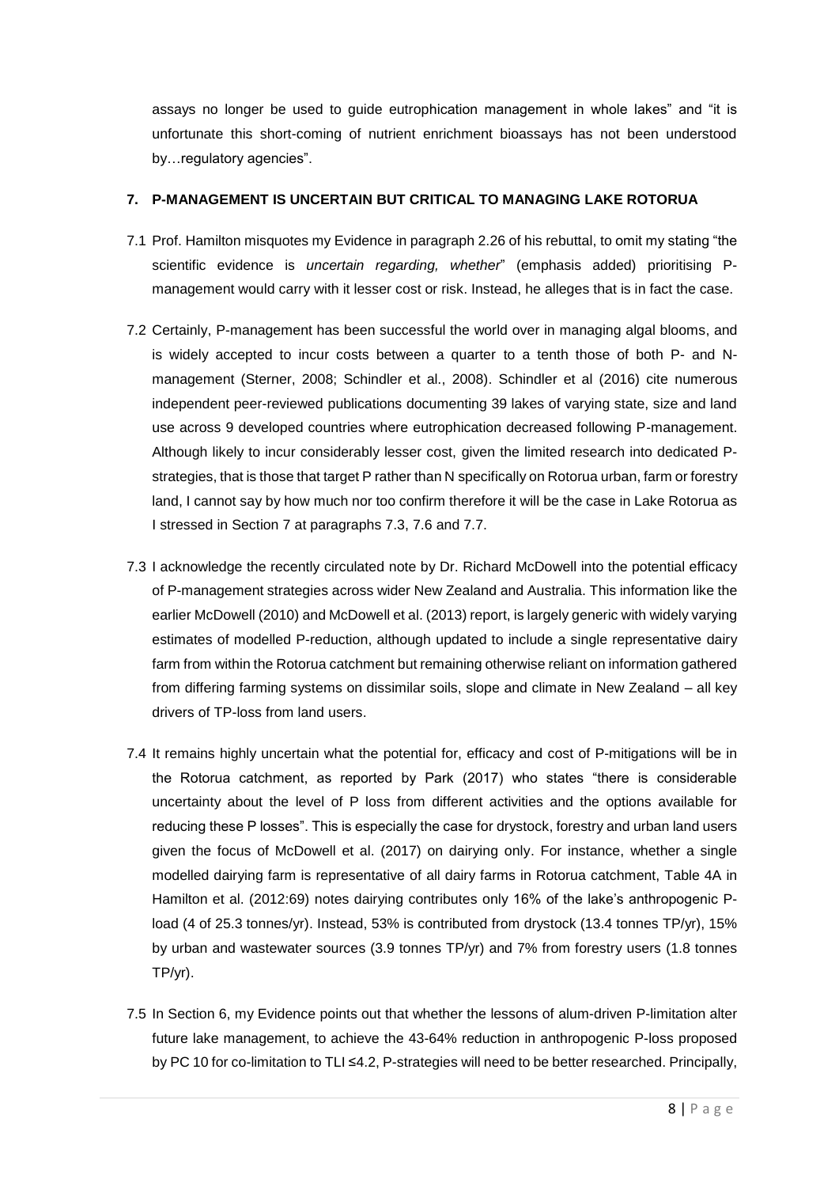assays no longer be used to guide eutrophication management in whole lakes" and "it is unfortunate this short-coming of nutrient enrichment bioassays has not been understood by…regulatory agencies".

## 7. P-MANAGEMENT IS UNCERTAIN BUT CRITICAL TO MANAGING LAKE ROTORUA

7.1 Prof. Hamilton misquotes my Evidence in paragraph 2.26 of his rebuttal, to omit my stating "the scientific evidence is *uncertain regarding, whether*" (emphasis added) prioritising P-management would carry with it lesser cost or risk. Instead, he alleges that is in fact the case.

7.2 Certainly, P-management has been successful the world over in managing algal blooms, and is widely accepted to incur costs between a quarter to a tenth those of both P- and N-management (Sterner, 2008; Schindler et al., 2008). Schindler et al (2016) cite numerous independent peer-reviewed publications documenting 39 lakes of varying state, size and land use across 9 developed countries where eutrophication decreased following P-management. Although likely to incur considerably lesser cost, given the limited research into dedicated P-strategies, that is those that target P rather than N specifically on Rotorua urban, farm or forestry land, I cannot say by how much nor too confirm therefore it will be the case in Lake Rotorua as I stressed in Section 7 at paragraphs 7.3, 7.6 and 7.7.

7.3 I acknowledge the recently circulated note by Dr. Richard McDowell into the potential efficacy of P-management strategies across wider New Zealand and Australia. This information like the earlier McDowell (2010) and McDowell et al. (2013) report, is largely generic with widely varying estimates of modelled P-reduction, although updated to include a single representative dairy farm from within the Rotorua catchment but remaining otherwise reliant on information gathered from differing farming systems on dissimilar soils, slope and climate in New Zealand – all key drivers of TP-loss from land users.

7.4 It remains highly uncertain what the potential for, efficacy and cost of P-mitigations will be in the Rotorua catchment, as reported by Park (2017) who states "there is considerable uncertainty about the level of P loss from different activities and the options available for reducing these P losses". This is especially the case for drystock, forestry and urban land users given the focus of McDowell et al. (2017) on dairying only. For instance, whether a single modelled dairying farm is representative of all dairy farms in Rotorua catchment, Table 4A in Hamilton et al. (2012:69) notes dairying contributes only 16% of the lake's anthropogenic P-load (4 of 25.3 tonnes/yr). Instead, 53% is contributed from drystock (13.4 tonnes TP/yr), 15% by urban and wastewater sources (3.9 tonnes TP/yr) and 7% from forestry users (1.8 tonnes TP/yr).

7.5 In Section 6, my Evidence points out that whether the lessons of alum-driven P-limitation alter future lake management, to achieve the 43-64% reduction in anthropogenic P-loss proposed by PC 10 for co-limitation to TLI ≤4.2, P-strategies will need to be better researched. Principally,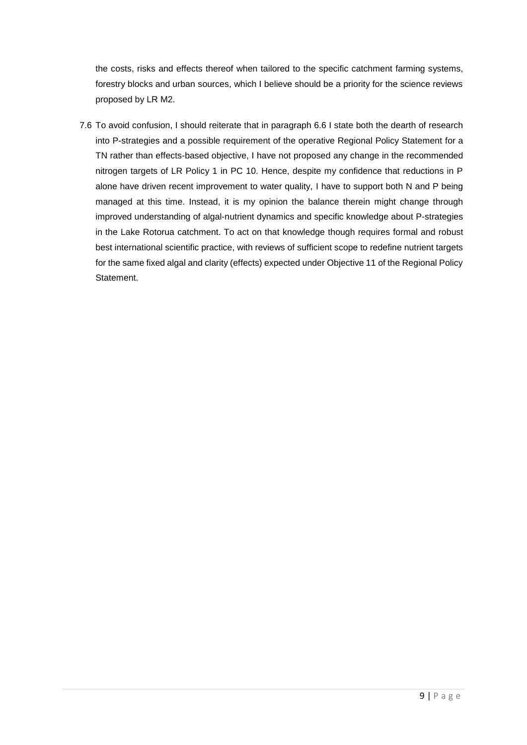the costs, risks and effects thereof when tailored to the specific catchment farming systems, forestry blocks and urban sources, which I believe should be a priority for the science reviews proposed by LR M2.

7.6 To avoid confusion, I should reiterate that in paragraph 6.6 I state both the dearth of research into P-strategies and a possible requirement of the operative Regional Policy Statement for a TN rather than effects-based objective, I have not proposed any change in the recommended nitrogen targets of LR Policy 1 in PC 10. Hence, despite my confidence that reductions in P alone have driven recent improvement to water quality, I have to support both N and P being managed at this time. Instead, it is my opinion the balance therein might change through improved understanding of algal-nutrient dynamics and specific knowledge about P-strategies in the Lake Rotorua catchment. To act on that knowledge though requires formal and robust best international scientific practice, with reviews of sufficient scope to redefine nutrient targets for the same fixed algal and clarity (effects) expected under Objective 11 of the Regional Policy Statement.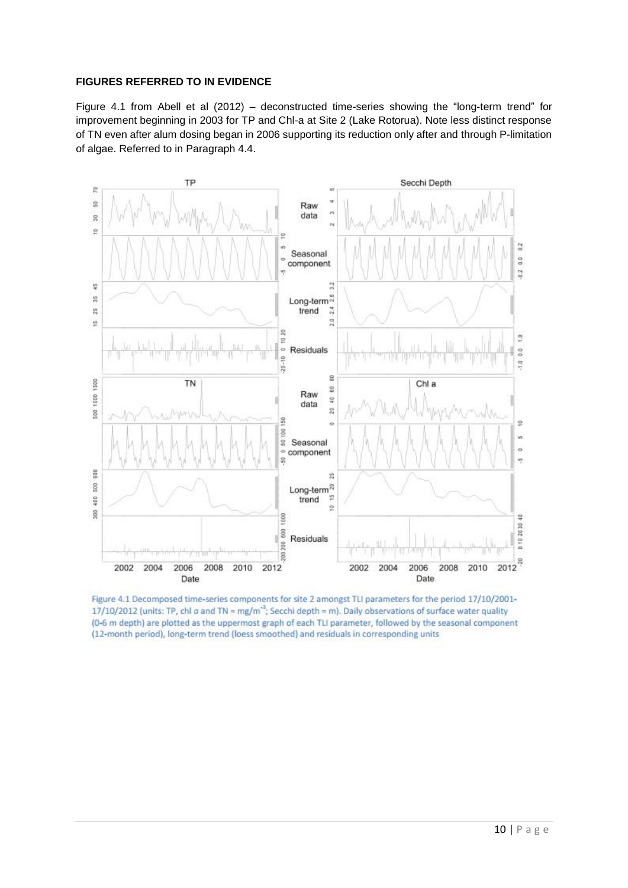**FIGURES REFERRED TO IN EVIDENCE**

Figure 4.1 from Abell et al (2012) – deconstructed time-series showing the "long-term trend" for improvement beginning in 2003 for TP and Chl-a at Site 2 (Lake Rotorua). Note less distinct response of TN even after alum dosing began in 2006 supporting its reduction only after and through P-limitation of algae. Referred to in Paragraph 4.4.

Figure 4.1 Decomposed time-series components for site 2 amongst TLI parameters for the period 17/10/2001-17/10/2012 (units: TP, chl *a* and TN = mg/m$^{-3}$; Secchi depth = m). Daily observations of surface water quality (0-6 m depth) are plotted as the uppermost graph of each TLI parameter, followed by the seasonal component (12-month period), long-term trend (loess smoothed) and residuals in corresponding units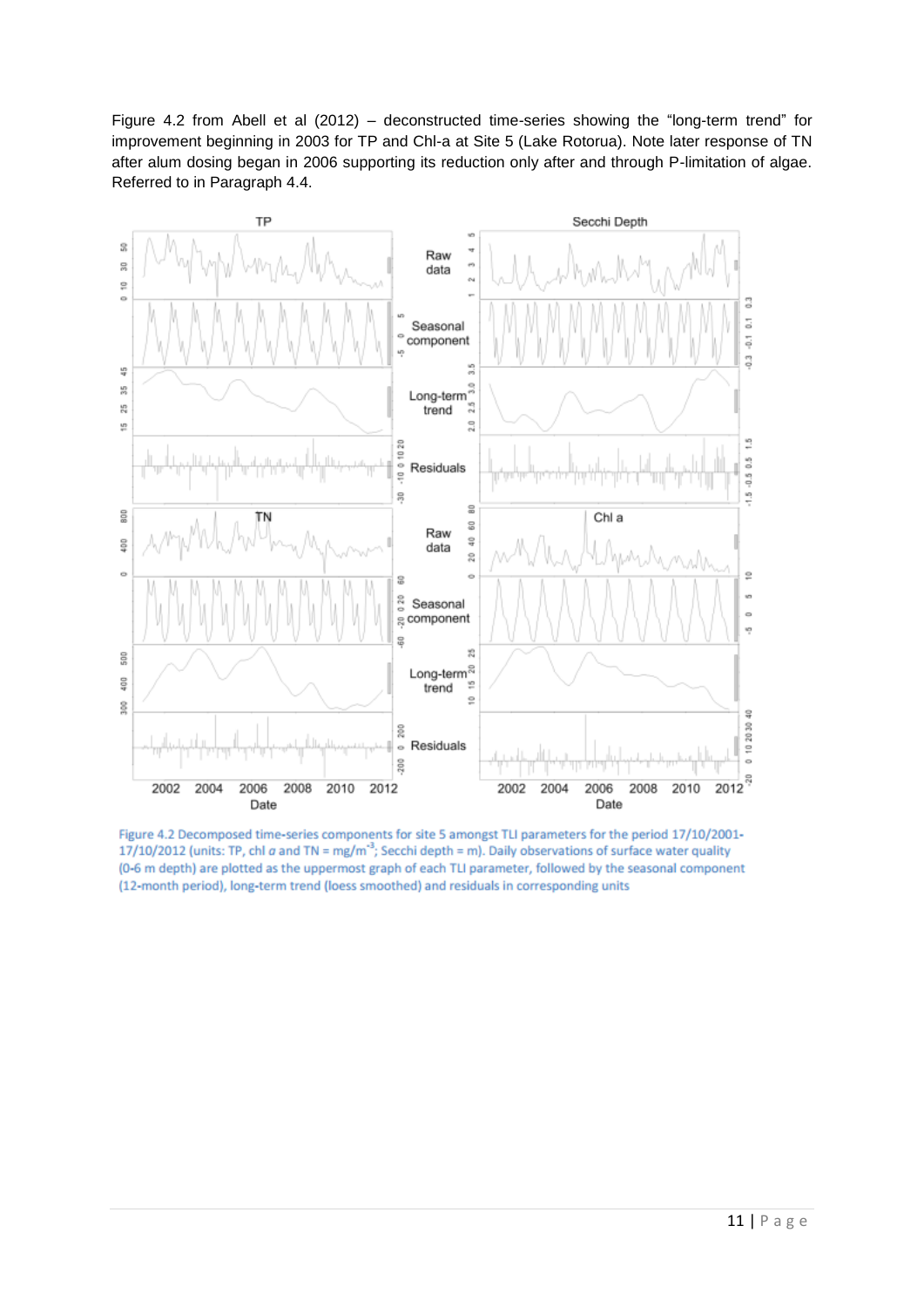Figure 4.2 from Abell et al (2012) – deconstructed time-series showing the "long-term trend" for improvement beginning in 2003 for TP and Chl-a at Site 5 (Lake Rotorua). Note later response of TN after alum dosing began in 2006 supporting its reduction only after and through P-limitation of algae. Referred to in Paragraph 4.4.

Figure 4.2 Decomposed time-series components for site 5 amongst TLI parameters for the period 17/10/2001-17/10/2012 (units: TP, chl *a* and TN = mg/m$^{-3}$; Secchi depth = m). Daily observations of surface water quality (0-6 m depth) are plotted as the uppermost graph of each TLI parameter, followed by the seasonal component (12-month period), long-term trend (loess smoothed) and residuals in corresponding units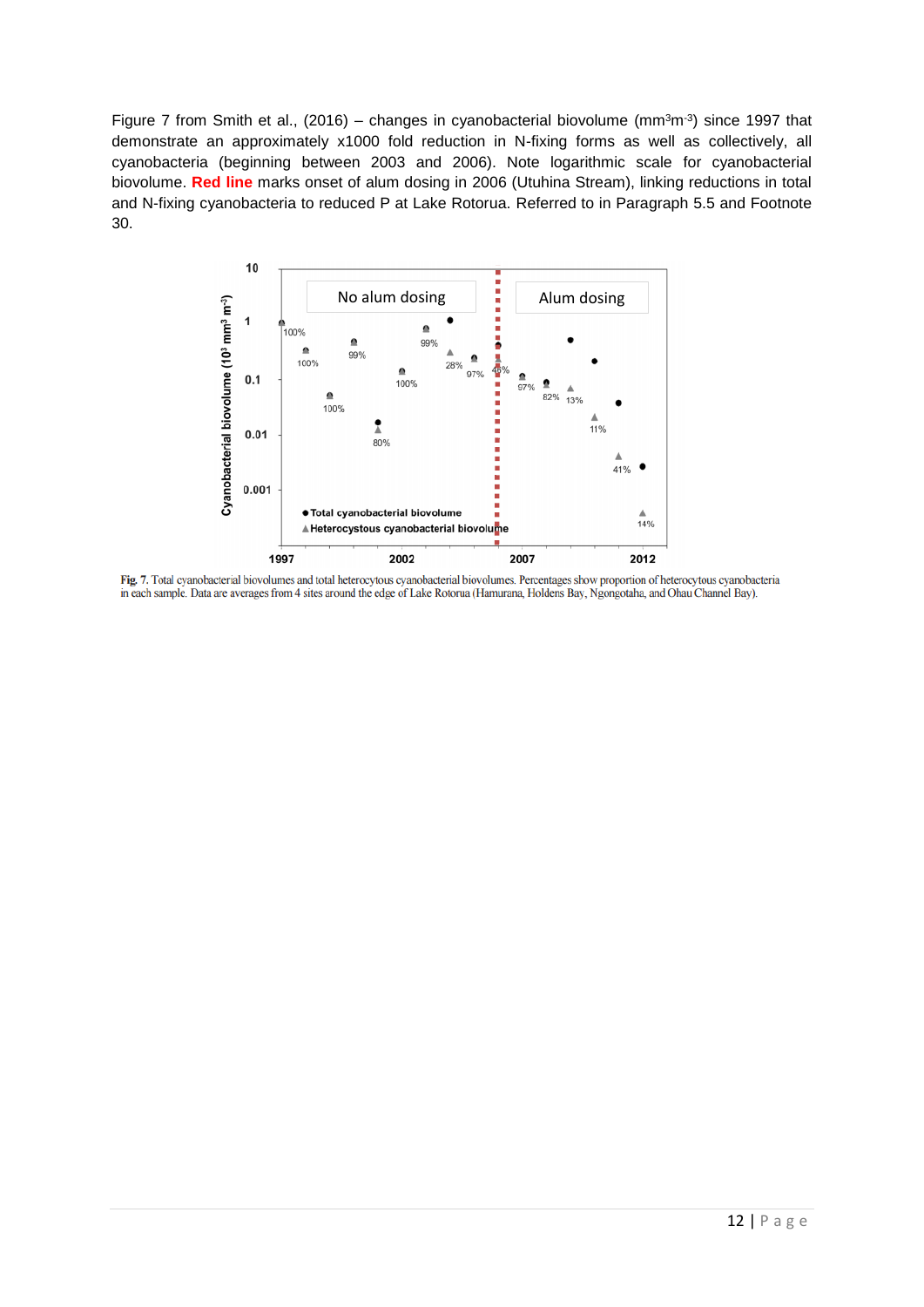Figure 7 from Smith et al., (2016) – changes in cyanobacterial biovolume ($mm^3m^{-3}$) since 1997 that demonstrate an approximately x1000 fold reduction in N-fixing forms as well as collectively, all cyanobacteria (beginning between 2003 and 2006). Note logarithmic scale for cyanobacterial biovolume. **Red line** marks onset of alum dosing in 2006 (Utuhina Stream), linking reductions in total and N-fixing cyanobacteria to reduced P at Lake Rotorua. Referred to in Paragraph 5.5 and Footnote 30.

No alum dosing

Alum dosing

Cyanobacterial biovolume ($10^3$ $mm^3$ $m^{-3}$)

10

1

0.1

0.01

0.001

1997

2002

2007

2012

100%

100%

100%

99%

80%

100%

99%

28%

97%

46%

97%

82%

13%

11%

41%

14%

● Total cyanobacterial biovolume

▲ Heterocystous cyanobacterial biovolume

**Fig. 7.** Total cyanobacterial biovolumes and total heterocytous cyanobacterial biovolumes. Percentages show proportion of heterocytous cyanobacteria in each sample. Data are averages from 4 sites around the edge of Lake Rotorua (Hamurana, Holdens Bay, Ngongotaha, and Ohau Channel Bay).